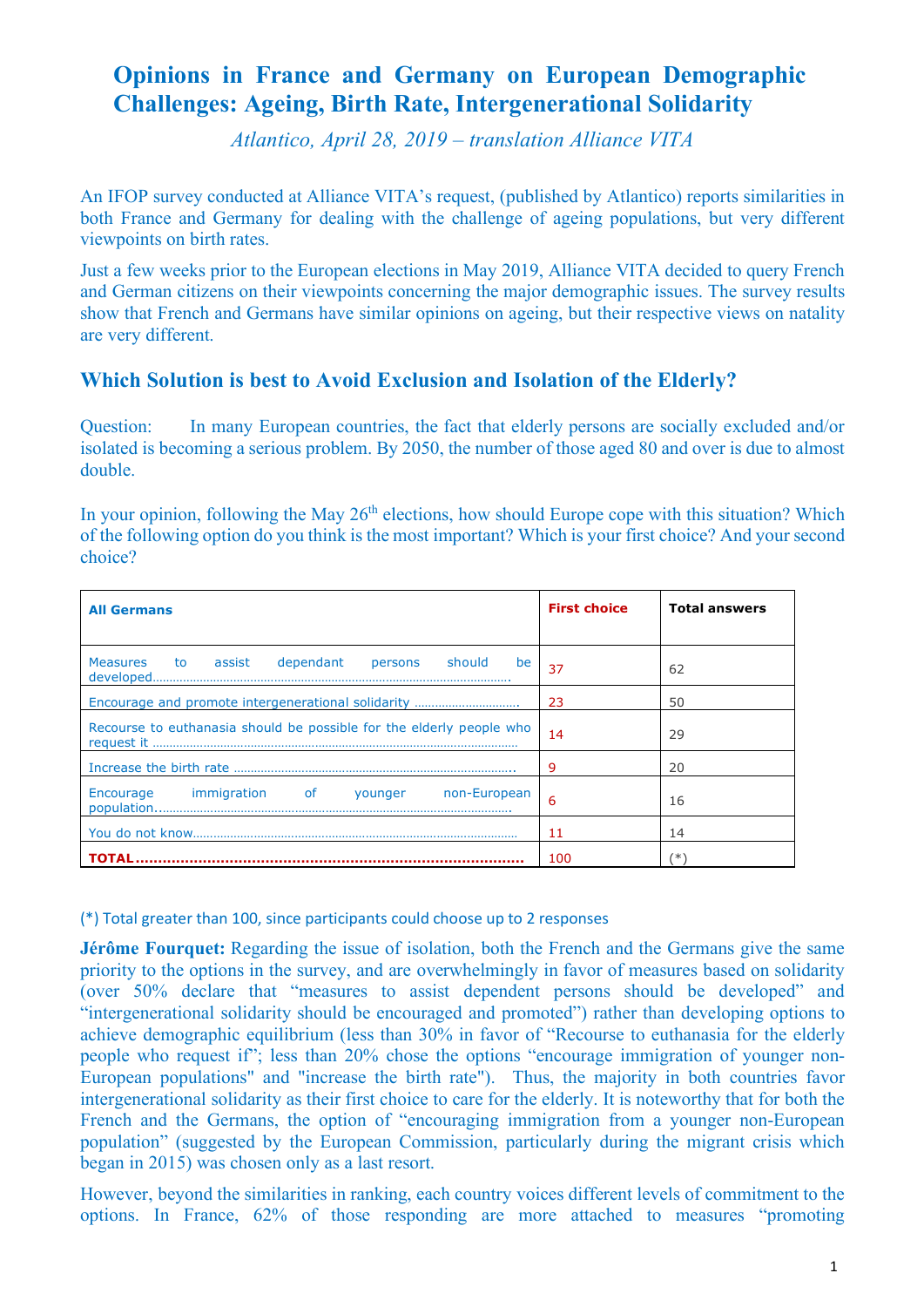# Opinions in France and Germany on European Demographic Challenges: Ageing, Birth Rate, Intergenerational Solidarity

*Atlantico, April 28, 2019 – translation Alliance VITA*

An IFOP survey conducted at Alliance VITA's request, (published by Atlantico) reports similarities in both France and Germany for dealing with the challenge of ageing populations, but very different viewpoints on birth rates.

Just a few weeks prior to the European elections in May 2019, Alliance VITA decided to query French and German citizens on their viewpoints concerning the major demographic issues. The survey results show that French and Germans have similar opinions on ageing, but their respective views on natality are very different.

## Which Solution is best to Avoid Exclusion and Isolation of the Elderly?

Question: In many European countries, the fact that elderly persons are socially excluded and/or isolated is becoming a serious problem. By 2050, the number of those aged 80 and over is due to almost double.

In your opinion, following the May 26th elections, how should Europe cope with this situation? Which of the following option do you think is the most important? Which is your first choice? And your second choice?

| All Germans | First choice | Total answers |
|---|---|---|
| Measures to assist dependant persons should be developed | 37 | 62 |
| Encourage and promote intergenerational solidarity | 23 | 50 |
| Recourse to euthanasia should be possible for the elderly people who request it | 14 | 29 |
| Increase the birth rate | 9 | 20 |
| Encourage immigration of younger non-European population | 6 | 16 |
| You do not know | 11 | 14 |
| **TOTAL** | 100 | (*) |

(*) Total greater than 100, since participants could choose up to 2 responses

**Jérôme Fourquet:** Regarding the issue of isolation, both the French and the Germans give the same priority to the options in the survey, and are overwhelmingly in favor of measures based on solidarity (over 50% declare that "measures to assist dependent persons should be developed" and "intergenerational solidarity should be encouraged and promoted") rather than developing options to achieve demographic equilibrium (less than 30% in favor of "Recourse to euthanasia for the elderly people who request it"; less than 20% chose the options "encourage immigration of younger non-European populations" and "increase the birth rate"). Thus, the majority in both countries favor intergenerational solidarity as their first choice to care for the elderly. It is noteworthy that for both the French and the Germans, the option of "encouraging immigration from a younger non-European population" (suggested by the European Commission, particularly during the migrant crisis which began in 2015) was chosen only as a last resort.

However, beyond the similarities in ranking, each country voices different levels of commitment to the options. In France, 62% of those responding are more attached to measures "promoting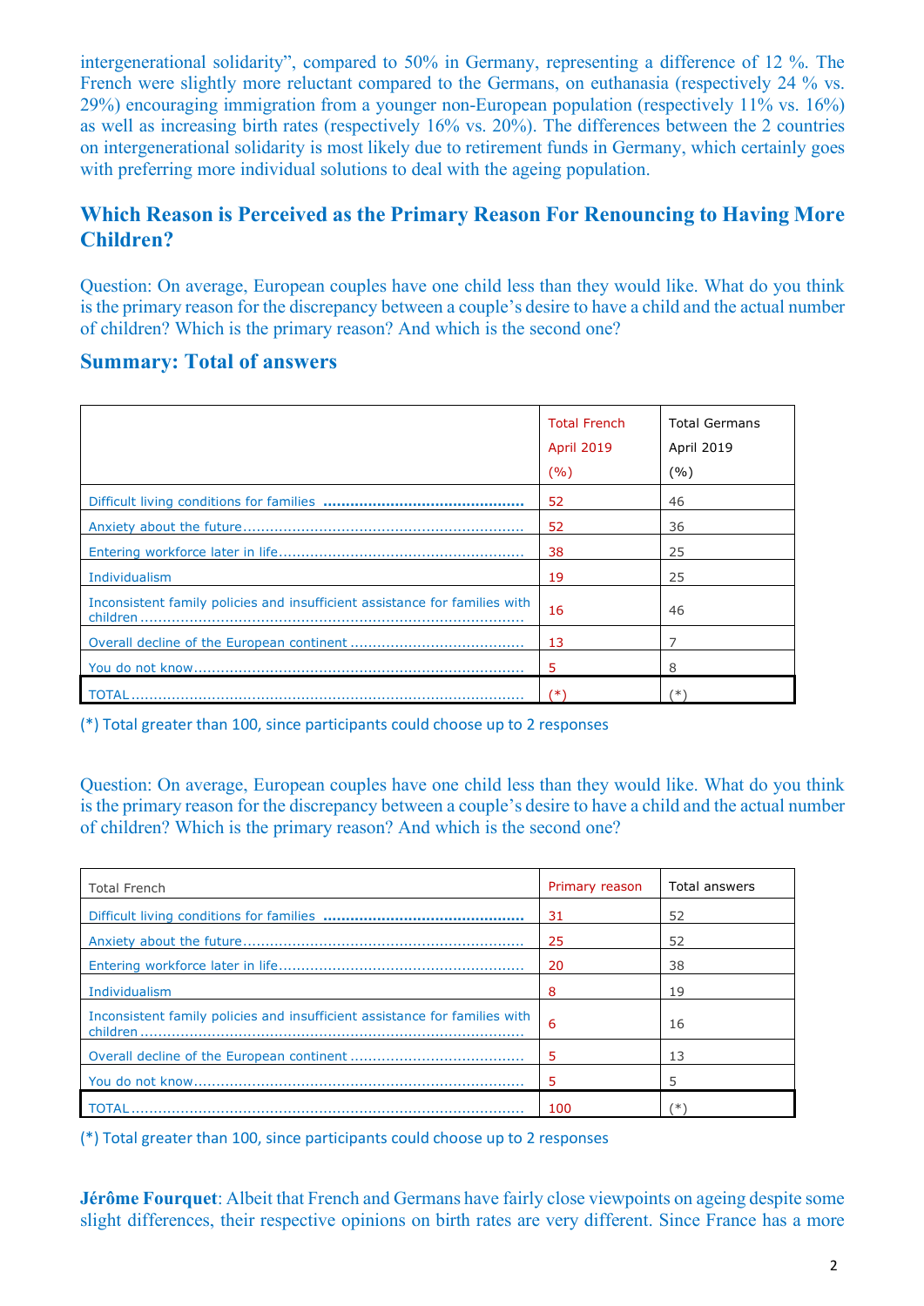intergenerational solidarity", compared to 50% in Germany, representing a difference of 12 %. The French were slightly more reluctant compared to the Germans, on euthanasia (respectively 24 % vs. 29%) encouraging immigration from a younger non-European population (respectively 11% vs. 16%) as well as increasing birth rates (respectively 16% vs. 20%). The differences between the 2 countries on intergenerational solidarity is most likely due to retirement funds in Germany, which certainly goes with preferring more individual solutions to deal with the ageing population.

## Which Reason is Perceived as the Primary Reason For Renouncing to Having More Children?

Question: On average, European couples have one child less than they would like. What do you think is the primary reason for the discrepancy between a couple's desire to have a child and the actual number of children? Which is the primary reason? And which is the second one?

### Summary: Total of answers

| | Total French April 2019 (%) | Total Germans April 2019 (%) |
|---|---|---|
| Difficult living conditions for families ............................................. | 52 | 46 |
| Anxiety about the future............................................................... | 52 | 36 |
| Entering workforce later in life....................................................... | 38 | 25 |
| Individualism | 19 | 25 |
| Inconsistent family policies and insufficient assistance for families with children .................................................................................... | 16 | 46 |
| Overall decline of the European continent ....................................... | 13 | 7 |
| You do not know........................................................................... | 5 | 8 |
| TOTAL....................................................................................... | (*) | (*) |

(*) Total greater than 100, since participants could choose up to 2 responses

Question: On average, European couples have one child less than they would like. What do you think is the primary reason for the discrepancy between a couple's desire to have a child and the actual number of children? Which is the primary reason? And which is the second one?

| Total French | Primary reason | Total answers |
|---|---|---|
| Difficult living conditions for families ............................................. | 31 | 52 |
| Anxiety about the future............................................................... | 25 | 52 |
| Entering workforce later in life....................................................... | 20 | 38 |
| Individualism | 8 | 19 |
| Inconsistent family policies and insufficient assistance for families with children .................................................................................... | 6 | 16 |
| Overall decline of the European continent ....................................... | 5 | 13 |
| You do not know........................................................................... | 5 | 5 |
| TOTAL....................................................................................... | 100 | (*) |

(*) Total greater than 100, since participants could choose up to 2 responses

**Jérôme Fourquet**: Albeit that French and Germans have fairly close viewpoints on ageing despite some slight differences, their respective opinions on birth rates are very different. Since France has a more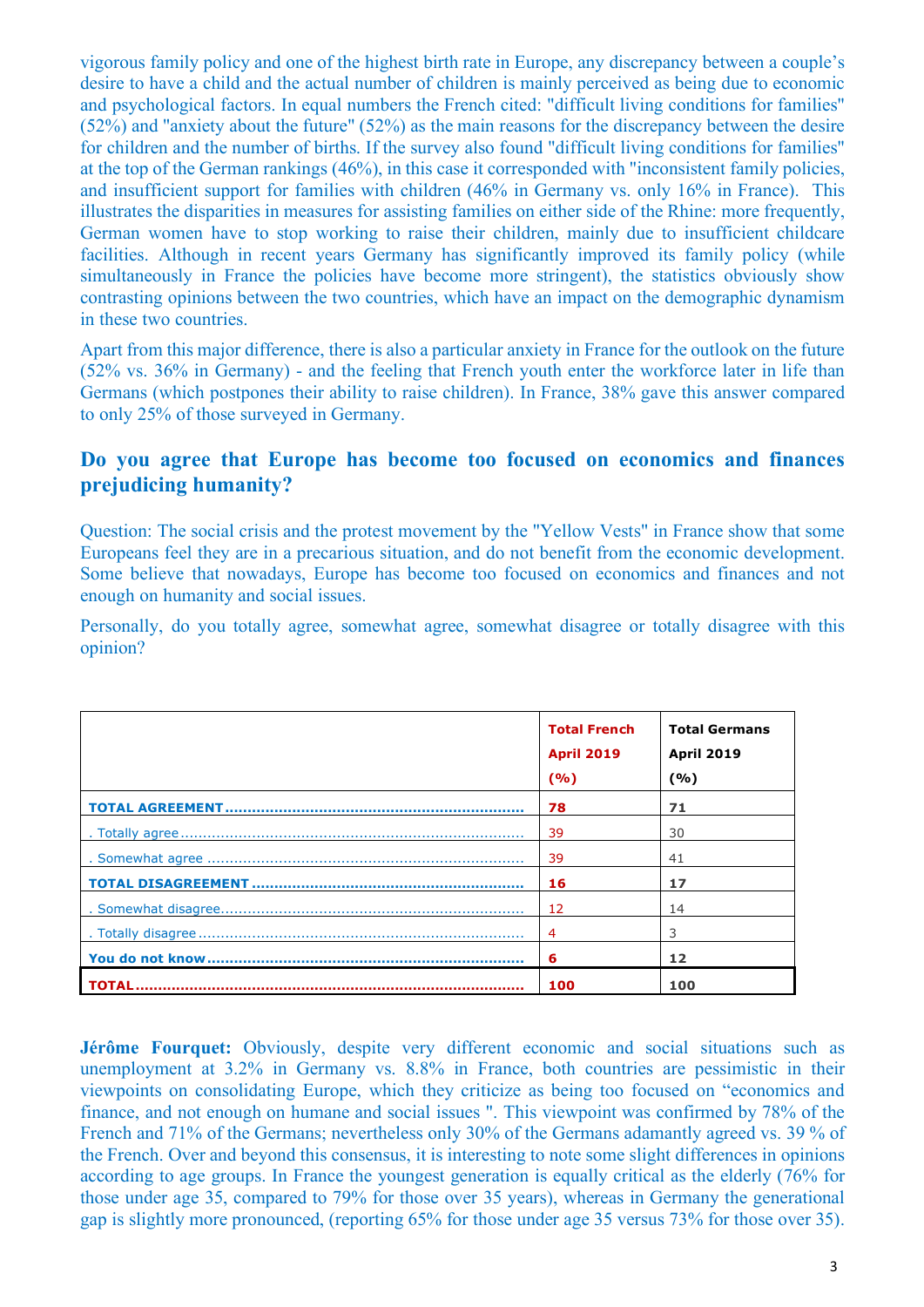vigorous family policy and one of the highest birth rate in Europe, any discrepancy between a couple's desire to have a child and the actual number of children is mainly perceived as being due to economic and psychological factors. In equal numbers the French cited: "difficult living conditions for families" (52%) and "anxiety about the future" (52%) as the main reasons for the discrepancy between the desire for children and the number of births. If the survey also found "difficult living conditions for families" at the top of the German rankings (46%), in this case it corresponded with "inconsistent family policies, and insufficient support for families with children (46% in Germany vs. only 16% in France). This illustrates the disparities in measures for assisting families on either side of the Rhine: more frequently, German women have to stop working to raise their children, mainly due to insufficient childcare facilities. Although in recent years Germany has significantly improved its family policy (while simultaneously in France the policies have become more stringent), the statistics obviously show contrasting opinions between the two countries, which have an impact on the demographic dynamism in these two countries.

Apart from this major difference, there is also a particular anxiety in France for the outlook on the future (52% vs. 36% in Germany) - and the feeling that French youth enter the workforce later in life than Germans (which postpones their ability to raise children). In France, 38% gave this answer compared to only 25% of those surveyed in Germany.

## Do you agree that Europe has become too focused on economics and finances prejudicing humanity?

Question: The social crisis and the protest movement by the "Yellow Vests" in France show that some Europeans feel they are in a precarious situation, and do not benefit from the economic development. Some believe that nowadays, Europe has become too focused on economics and finances and not enough on humanity and social issues.

Personally, do you totally agree, somewhat agree, somewhat disagree or totally disagree with this opinion?

| | **Total French April 2019 (%)** | **Total Germans April 2019 (%)** |
|---|---|---|
| **TOTAL AGREEMENT** | **78** | **71** |
| . Totally agree | 39 | 30 |
| . Somewhat agree | 39 | 41 |
| **TOTAL DISAGREEMENT** | **16** | **17** |
| . Somewhat disagree | 12 | 14 |
| . Totally disagree | 4 | 3 |
| **You do not know** | **6** | **12** |
| **TOTAL** | **100** | **100** |

**Jérôme Fourquet:** Obviously, despite very different economic and social situations such as unemployment at 3.2% in Germany vs. 8.8% in France, both countries are pessimistic in their viewpoints on consolidating Europe, which they criticize as being too focused on "economics and finance, and not enough on humane and social issues ". This viewpoint was confirmed by 78% of the French and 71% of the Germans; nevertheless only 30% of the Germans adamantly agreed vs. 39 % of the French. Over and beyond this consensus, it is interesting to note some slight differences in opinions according to age groups. In France the youngest generation is equally critical as the elderly (76% for those under age 35, compared to 79% for those over 35 years), whereas in Germany the generational gap is slightly more pronounced, (reporting 65% for those under age 35 versus 73% for those over 35).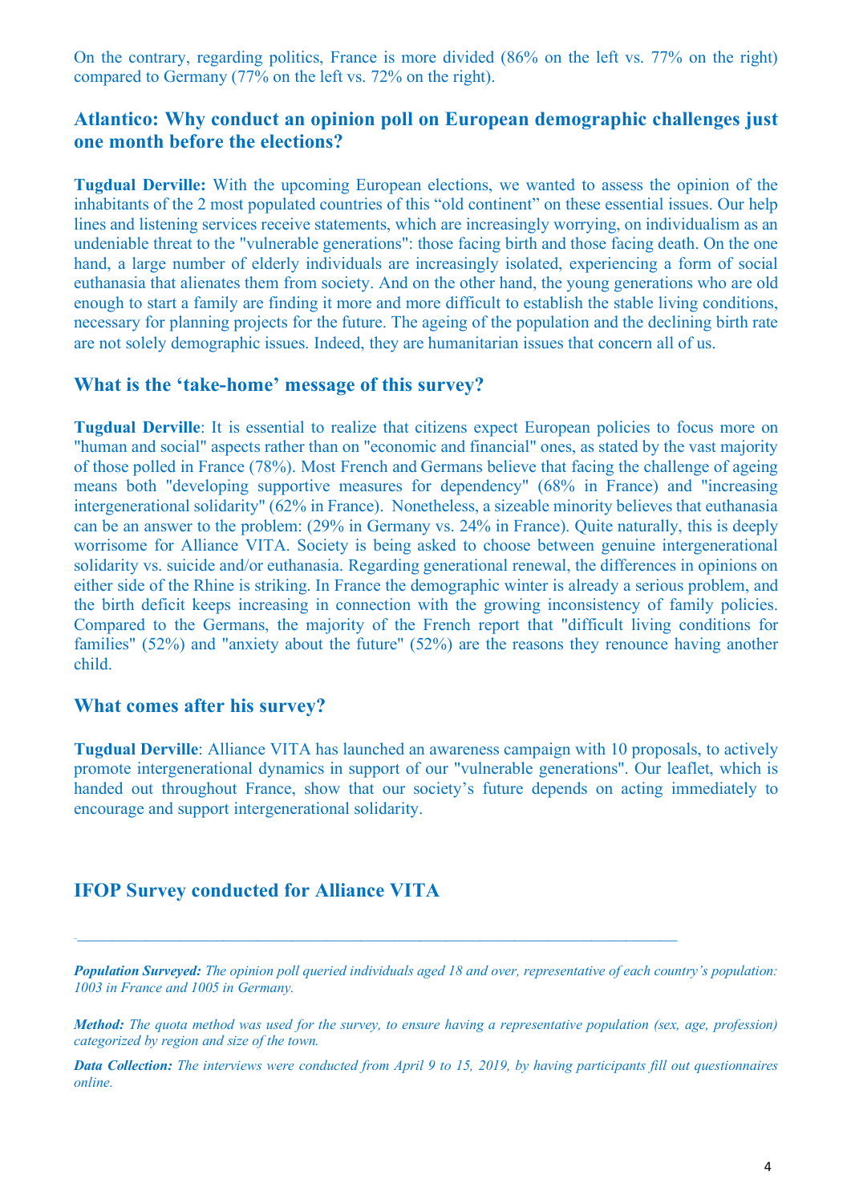On the contrary, regarding politics, France is more divided (86% on the left vs. 77% on the right) compared to Germany (77% on the left vs. 72% on the right).

## Atlantico: Why conduct an opinion poll on European demographic challenges just one month before the elections?

**Tugdual Derville:** With the upcoming European elections, we wanted to assess the opinion of the inhabitants of the 2 most populated countries of this "old continent" on these essential issues. Our help lines and listening services receive statements, which are increasingly worrying, on individualism as an undeniable threat to the "vulnerable generations": those facing birth and those facing death. On the one hand, a large number of elderly individuals are increasingly isolated, experiencing a form of social euthanasia that alienates them from society. And on the other hand, the young generations who are old enough to start a family are finding it more and more difficult to establish the stable living conditions, necessary for planning projects for the future. The ageing of the population and the declining birth rate are not solely demographic issues. Indeed, they are humanitarian issues that concern all of us.

## What is the 'take-home' message of this survey?

**Tugdual Derville**: It is essential to realize that citizens expect European policies to focus more on "human and social" aspects rather than on "economic and financial" ones, as stated by the vast majority of those polled in France (78%). Most French and Germans believe that facing the challenge of ageing means both "developing supportive measures for dependency" (68% in France) and "increasing intergenerational solidarity" (62% in France). Nonetheless, a sizeable minority believes that euthanasia can be an answer to the problem: (29% in Germany vs. 24% in France). Quite naturally, this is deeply worrisome for Alliance VITA. Society is being asked to choose between genuine intergenerational solidarity vs. suicide and/or euthanasia. Regarding generational renewal, the differences in opinions on either side of the Rhine is striking. In France the demographic winter is already a serious problem, and the birth deficit keeps increasing in connection with the growing inconsistency of family policies. Compared to the Germans, the majority of the French report that "difficult living conditions for families" (52%) and "anxiety about the future" (52%) are the reasons they renounce having another child.

## What comes after his survey?

**Tugdual Derville**: Alliance VITA has launched an awareness campaign with 10 proposals, to actively promote intergenerational dynamics in support of our "vulnerable generations". Our leaflet, which is handed out throughout France, show that our society's future depends on acting immediately to encourage and support intergenerational solidarity.

## IFOP Survey conducted for Alliance VITA

---

***Population Surveyed:*** *The opinion poll queried individuals aged 18 and over, representative of each country's population: 1003 in France and 1005 in Germany.*

***Method:*** *The quota method was used for the survey, to ensure having a representative population (sex, age, profession) categorized by region and size of the town.*

***Data Collection:*** *The interviews were conducted from April 9 to 15, 2019, by having participants fill out questionnaires online.*